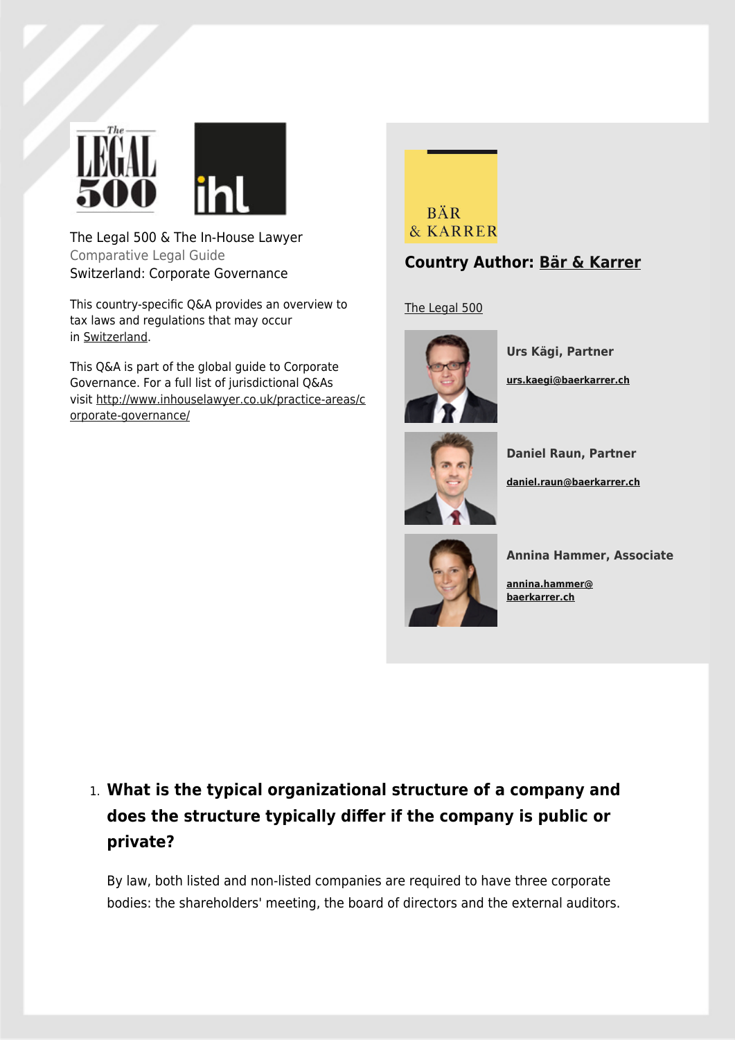The Legal 500 & The In-House Lawyer
Comparative Legal Guide
Switzerland: Corporate Governance

This country-specific Q&A provides an overview to tax laws and regulations that may occur in Switzerland.

This Q&A is part of the global guide to Corporate Governance. For a full list of jurisdictional Q&As visit http://www.inhouselawyer.co.uk/practice-areas/corporate-governance/

## Country Author: Bär & Karrer

The Legal 500

**Urs Kägi, Partner**

**urs.kaegi@baerkarrer.ch**

**Daniel Raun, Partner**

**daniel.raun@baerkarrer.ch**

**Annina Hammer, Associate**

**annina.hammer@baerkarrer.ch**

1. **What is the typical organizational structure of a company and does the structure typically differ if the company is public or private?**

By law, both listed and non-listed companies are required to have three corporate bodies: the shareholders' meeting, the board of directors and the external auditors.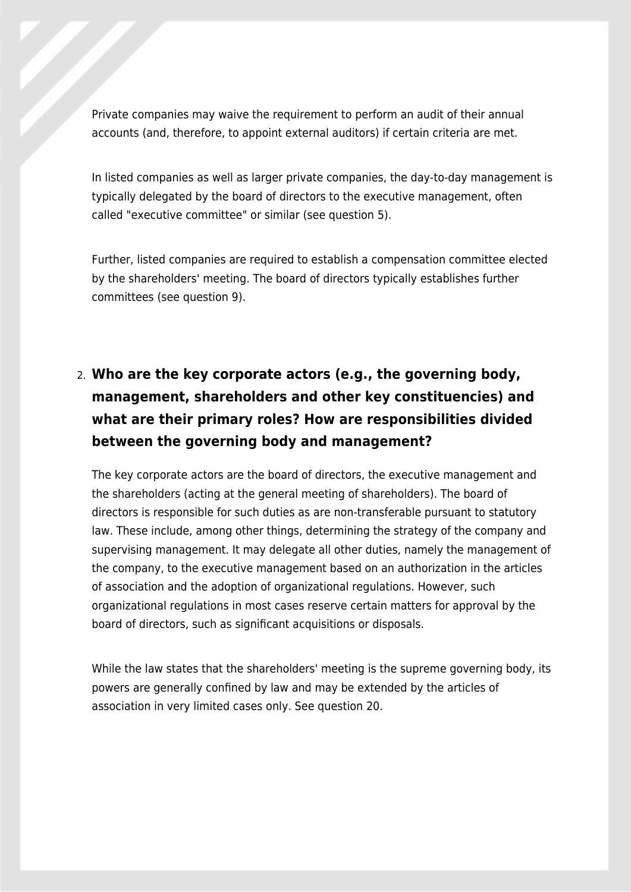Private companies may waive the requirement to perform an audit of their annual accounts (and, therefore, to appoint external auditors) if certain criteria are met.

In listed companies as well as larger private companies, the day-to-day management is typically delegated by the board of directors to the executive management, often called "executive committee" or similar (see question 5).

Further, listed companies are required to establish a compensation committee elected by the shareholders' meeting. The board of directors typically establishes further committees (see question 9).

## 2. Who are the key corporate actors (e.g., the governing body, management, shareholders and other key constituencies) and what are their primary roles? How are responsibilities divided between the governing body and management?

The key corporate actors are the board of directors, the executive management and the shareholders (acting at the general meeting of shareholders). The board of directors is responsible for such duties as are non-transferable pursuant to statutory law. These include, among other things, determining the strategy of the company and supervising management. It may delegate all other duties, namely the management of the company, to the executive management based on an authorization in the articles of association and the adoption of organizational regulations. However, such organizational regulations in most cases reserve certain matters for approval by the board of directors, such as significant acquisitions or disposals.

While the law states that the shareholders' meeting is the supreme governing body, its powers are generally confined by law and may be extended by the articles of association in very limited cases only. See question 20.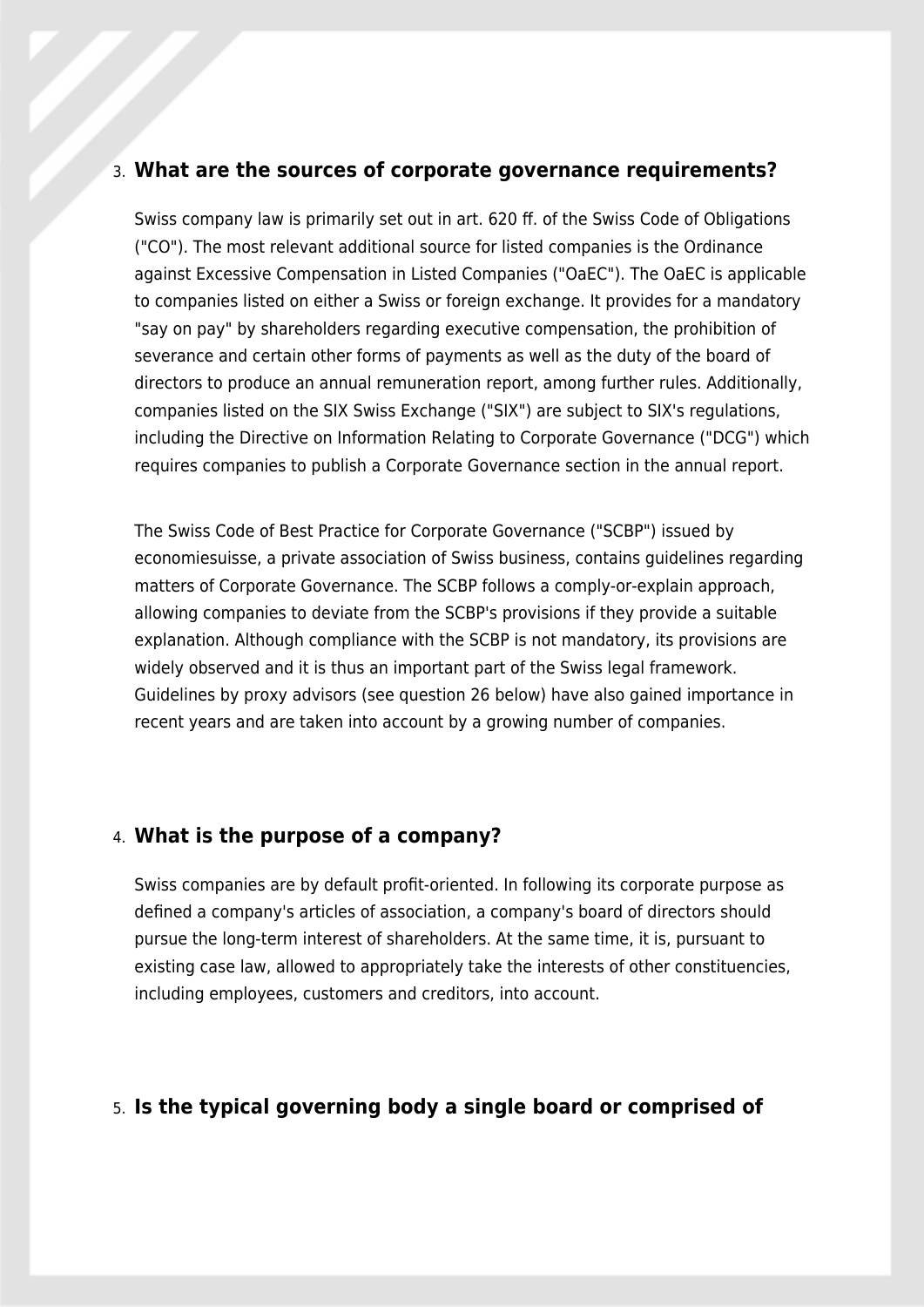3. **What are the sources of corporate governance requirements?**

Swiss company law is primarily set out in art. 620 ff. of the Swiss Code of Obligations ("CO"). The most relevant additional source for listed companies is the Ordinance against Excessive Compensation in Listed Companies ("OaEC"). The OaEC is applicable to companies listed on either a Swiss or foreign exchange. It provides for a mandatory "say on pay" by shareholders regarding executive compensation, the prohibition of severance and certain other forms of payments as well as the duty of the board of directors to produce an annual remuneration report, among further rules. Additionally, companies listed on the SIX Swiss Exchange ("SIX") are subject to SIX's regulations, including the Directive on Information Relating to Corporate Governance ("DCG") which requires companies to publish a Corporate Governance section in the annual report.

The Swiss Code of Best Practice for Corporate Governance ("SCBP") issued by economiesuisse, a private association of Swiss business, contains guidelines regarding matters of Corporate Governance. The SCBP follows a comply-or-explain approach, allowing companies to deviate from the SCBP's provisions if they provide a suitable explanation. Although compliance with the SCBP is not mandatory, its provisions are widely observed and it is thus an important part of the Swiss legal framework. Guidelines by proxy advisors (see question 26 below) have also gained importance in recent years and are taken into account by a growing number of companies.

4. **What is the purpose of a company?**

Swiss companies are by default profit-oriented. In following its corporate purpose as defined a company's articles of association, a company's board of directors should pursue the long-term interest of shareholders. At the same time, it is, pursuant to existing case law, allowed to appropriately take the interests of other constituencies, including employees, customers and creditors, into account.

5. **Is the typical governing body a single board or comprised of**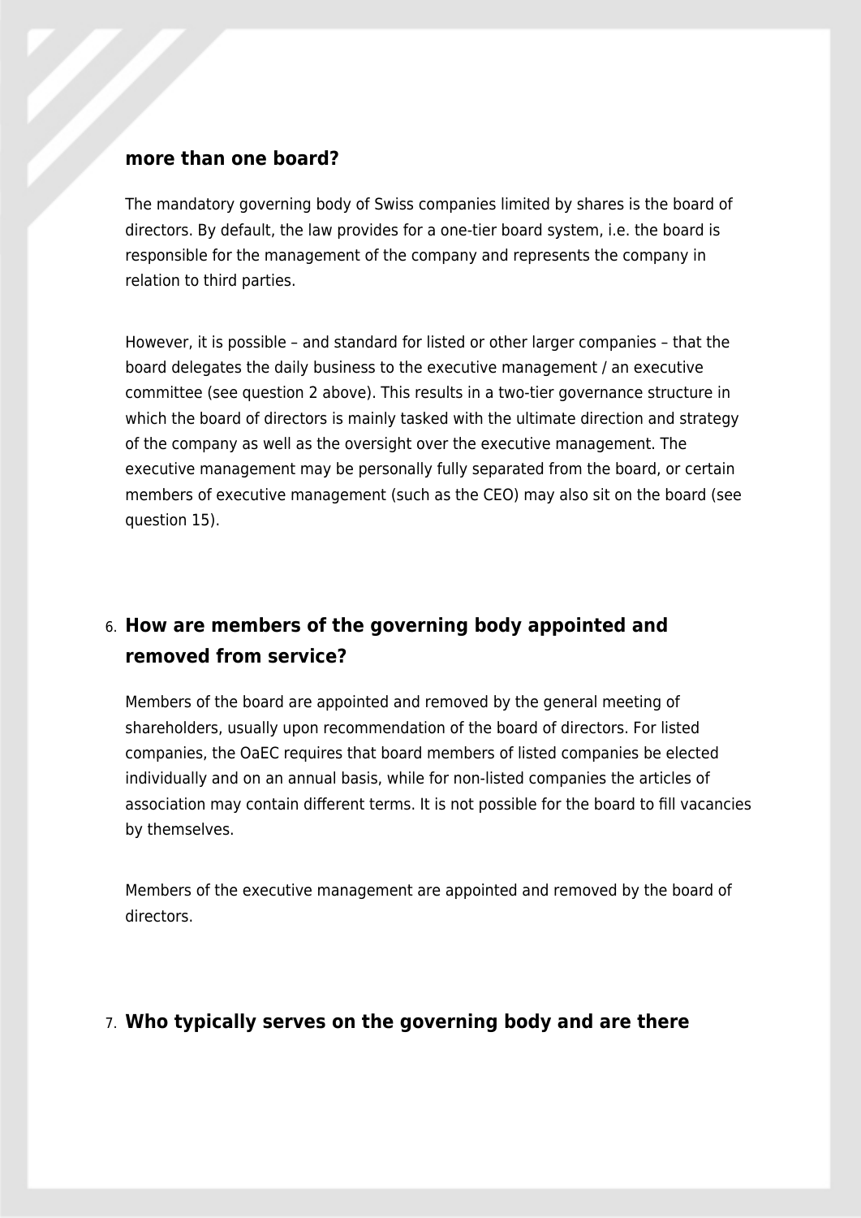## more than one board?

The mandatory governing body of Swiss companies limited by shares is the board of directors. By default, the law provides for a one-tier board system, i.e. the board is responsible for the management of the company and represents the company in relation to third parties.

However, it is possible – and standard for listed or other larger companies – that the board delegates the daily business to the executive management / an executive committee (see question 2 above). This results in a two-tier governance structure in which the board of directors is mainly tasked with the ultimate direction and strategy of the company as well as the oversight over the executive management. The executive management may be personally fully separated from the board, or certain members of executive management (such as the CEO) may also sit on the board (see question 15).

## 6. How are members of the governing body appointed and removed from service?

Members of the board are appointed and removed by the general meeting of shareholders, usually upon recommendation of the board of directors. For listed companies, the OaEC requires that board members of listed companies be elected individually and on an annual basis, while for non-listed companies the articles of association may contain different terms. It is not possible for the board to fill vacancies by themselves.

Members of the executive management are appointed and removed by the board of directors.

## 7. Who typically serves on the governing body and are there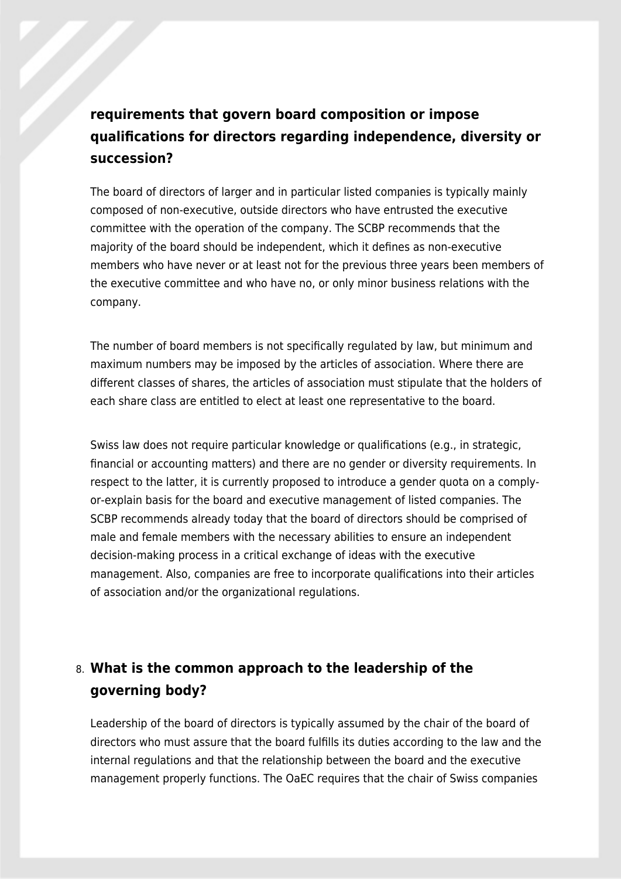**requirements that govern board composition or impose qualifications for directors regarding independence, diversity or succession?**

The board of directors of larger and in particular listed companies is typically mainly composed of non-executive, outside directors who have entrusted the executive committee with the operation of the company. The SCBP recommends that the majority of the board should be independent, which it defines as non-executive members who have never or at least not for the previous three years been members of the executive committee and who have no, or only minor business relations with the company.

The number of board members is not specifically regulated by law, but minimum and maximum numbers may be imposed by the articles of association. Where there are different classes of shares, the articles of association must stipulate that the holders of each share class are entitled to elect at least one representative to the board.

Swiss law does not require particular knowledge or qualifications (e.g., in strategic, financial or accounting matters) and there are no gender or diversity requirements. In respect to the latter, it is currently proposed to introduce a gender quota on a comply-or-explain basis for the board and executive management of listed companies. The SCBP recommends already today that the board of directors should be comprised of male and female members with the necessary abilities to ensure an independent decision-making process in a critical exchange of ideas with the executive management. Also, companies are free to incorporate qualifications into their articles of association and/or the organizational regulations.

## 8. What is the common approach to the leadership of the governing body?

Leadership of the board of directors is typically assumed by the chair of the board of directors who must assure that the board fulfills its duties according to the law and the internal regulations and that the relationship between the board and the executive management properly functions. The OaEC requires that the chair of Swiss companies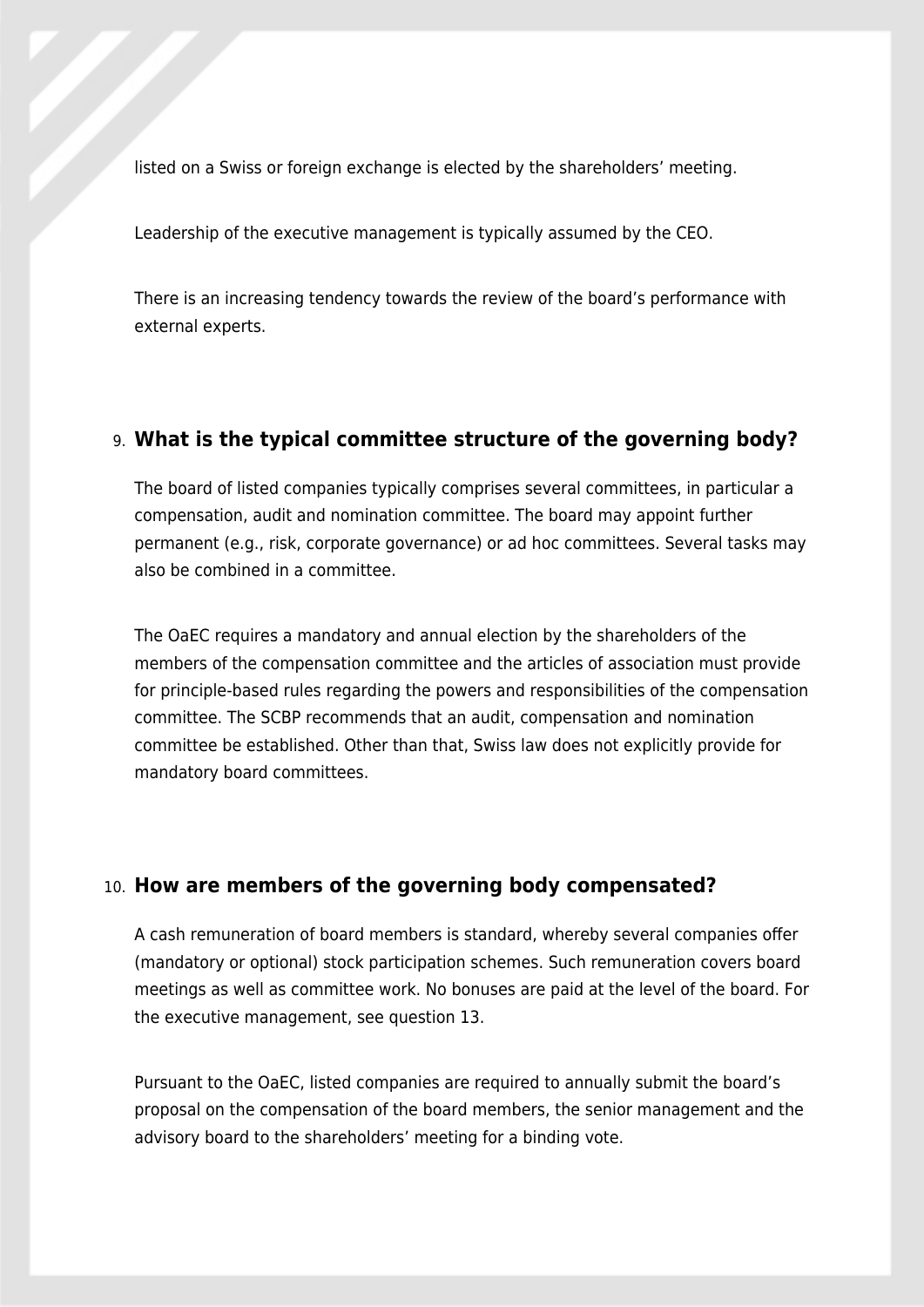listed on a Swiss or foreign exchange is elected by the shareholders' meeting.

Leadership of the executive management is typically assumed by the CEO.

There is an increasing tendency towards the review of the board's performance with external experts.

## 9. What is the typical committee structure of the governing body?

The board of listed companies typically comprises several committees, in particular a compensation, audit and nomination committee. The board may appoint further permanent (e.g., risk, corporate governance) or ad hoc committees. Several tasks may also be combined in a committee.

The OaEC requires a mandatory and annual election by the shareholders of the members of the compensation committee and the articles of association must provide for principle-based rules regarding the powers and responsibilities of the compensation committee. The SCBP recommends that an audit, compensation and nomination committee be established. Other than that, Swiss law does not explicitly provide for mandatory board committees.

## 10. How are members of the governing body compensated?

A cash remuneration of board members is standard, whereby several companies offer (mandatory or optional) stock participation schemes. Such remuneration covers board meetings as well as committee work. No bonuses are paid at the level of the board. For the executive management, see question 13.

Pursuant to the OaEC, listed companies are required to annually submit the board's proposal on the compensation of the board members, the senior management and the advisory board to the shareholders' meeting for a binding vote.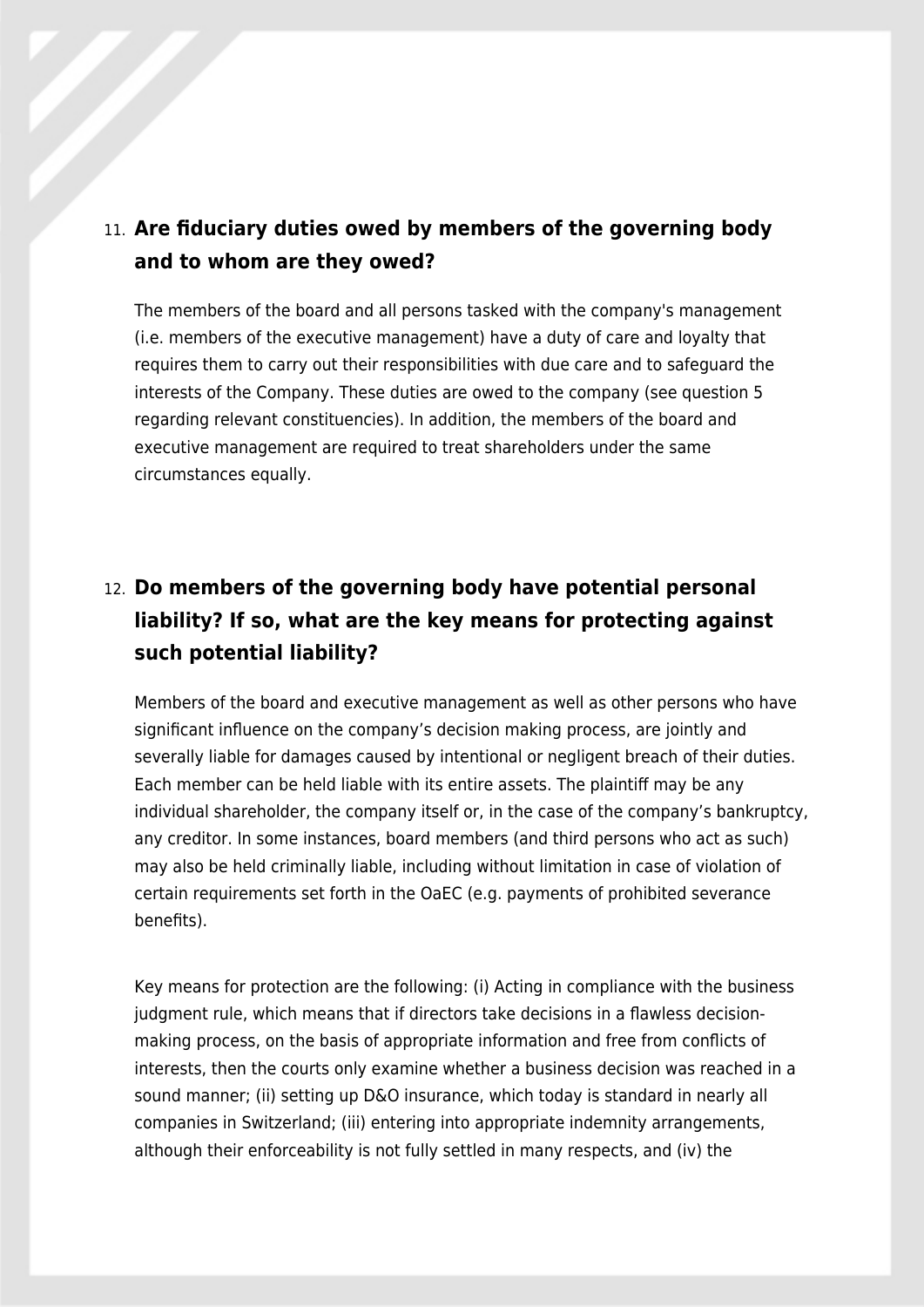## 11. Are fiduciary duties owed by members of the governing body and to whom are they owed?

The members of the board and all persons tasked with the company's management (i.e. members of the executive management) have a duty of care and loyalty that requires them to carry out their responsibilities with due care and to safeguard the interests of the Company. These duties are owed to the company (see question 5 regarding relevant constituencies). In addition, the members of the board and executive management are required to treat shareholders under the same circumstances equally.

## 12. Do members of the governing body have potential personal liability? If so, what are the key means for protecting against such potential liability?

Members of the board and executive management as well as other persons who have significant influence on the company's decision making process, are jointly and severally liable for damages caused by intentional or negligent breach of their duties. Each member can be held liable with its entire assets. The plaintiff may be any individual shareholder, the company itself or, in the case of the company's bankruptcy, any creditor. In some instances, board members (and third persons who act as such) may also be held criminally liable, including without limitation in case of violation of certain requirements set forth in the OaEC (e.g. payments of prohibited severance benefits).

Key means for protection are the following: (i) Acting in compliance with the business judgment rule, which means that if directors take decisions in a flawless decision-making process, on the basis of appropriate information and free from conflicts of interests, then the courts only examine whether a business decision was reached in a sound manner; (ii) setting up D&O insurance, which today is standard in nearly all companies in Switzerland; (iii) entering into appropriate indemnity arrangements, although their enforceability is not fully settled in many respects, and (iv) the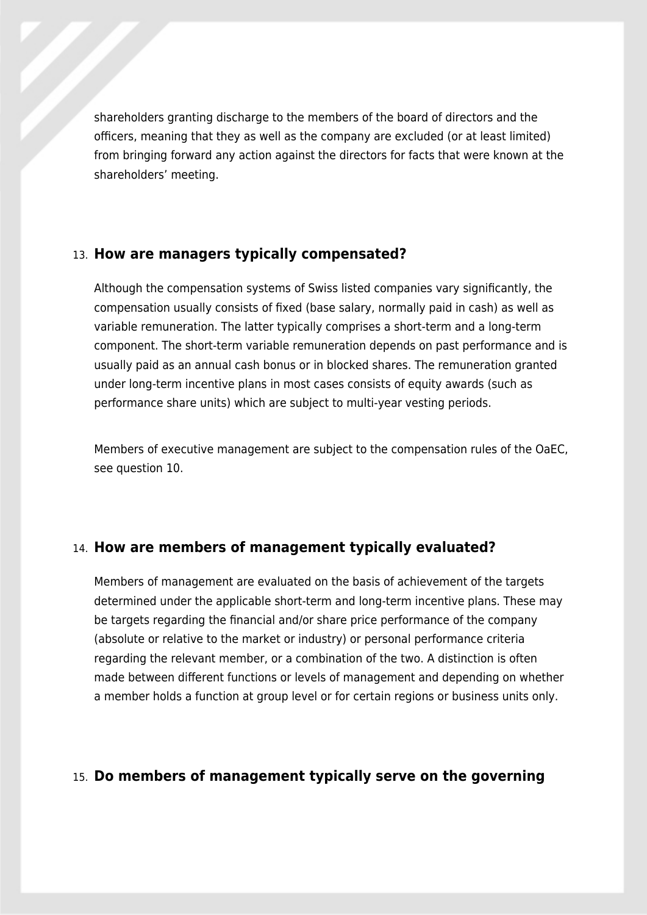shareholders granting discharge to the members of the board of directors and the officers, meaning that they as well as the company are excluded (or at least limited) from bringing forward any action against the directors for facts that were known at the shareholders' meeting.

## 13. How are managers typically compensated?

Although the compensation systems of Swiss listed companies vary significantly, the compensation usually consists of fixed (base salary, normally paid in cash) as well as variable remuneration. The latter typically comprises a short-term and a long-term component. The short-term variable remuneration depends on past performance and is usually paid as an annual cash bonus or in blocked shares. The remuneration granted under long-term incentive plans in most cases consists of equity awards (such as performance share units) which are subject to multi-year vesting periods.

Members of executive management are subject to the compensation rules of the OaEC, see question 10.

## 14. How are members of management typically evaluated?

Members of management are evaluated on the basis of achievement of the targets determined under the applicable short-term and long-term incentive plans. These may be targets regarding the financial and/or share price performance of the company (absolute or relative to the market or industry) or personal performance criteria regarding the relevant member, or a combination of the two. A distinction is often made between different functions or levels of management and depending on whether a member holds a function at group level or for certain regions or business units only.

## 15. Do members of management typically serve on the governing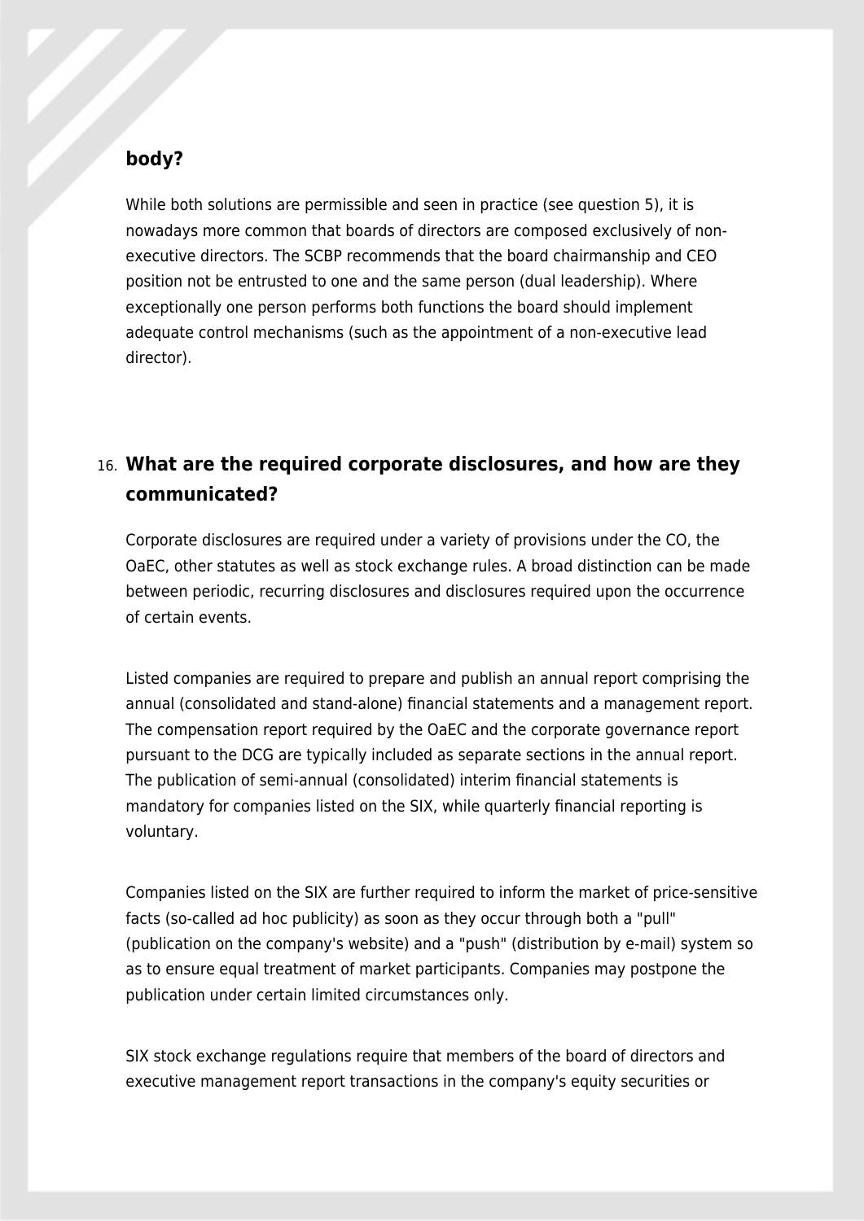**body?**

While both solutions are permissible and seen in practice (see question 5), it is nowadays more common that boards of directors are composed exclusively of non-executive directors. The SCBP recommends that the board chairmanship and CEO position not be entrusted to one and the same person (dual leadership). Where exceptionally one person performs both functions the board should implement adequate control mechanisms (such as the appointment of a non-executive lead director).

## 16. What are the required corporate disclosures, and how are they communicated?

Corporate disclosures are required under a variety of provisions under the CO, the OaEC, other statutes as well as stock exchange rules. A broad distinction can be made between periodic, recurring disclosures and disclosures required upon the occurrence of certain events.

Listed companies are required to prepare and publish an annual report comprising the annual (consolidated and stand-alone) financial statements and a management report. The compensation report required by the OaEC and the corporate governance report pursuant to the DCG are typically included as separate sections in the annual report. The publication of semi-annual (consolidated) interim financial statements is mandatory for companies listed on the SIX, while quarterly financial reporting is voluntary.

Companies listed on the SIX are further required to inform the market of price-sensitive facts (so-called ad hoc publicity) as soon as they occur through both a "pull" (publication on the company's website) and a "push" (distribution by e-mail) system so as to ensure equal treatment of market participants. Companies may postpone the publication under certain limited circumstances only.

SIX stock exchange regulations require that members of the board of directors and executive management report transactions in the company's equity securities or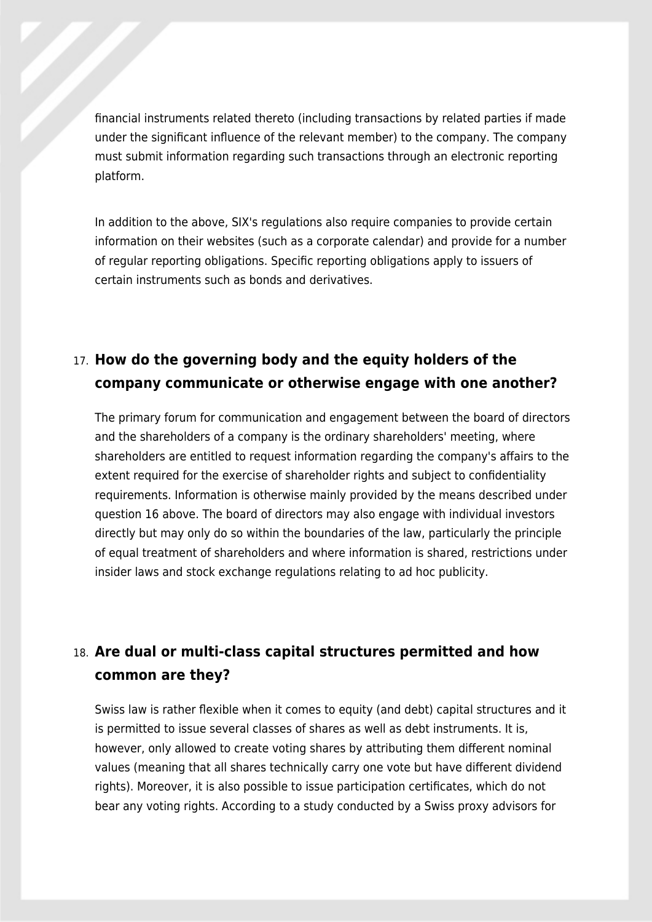financial instruments related thereto (including transactions by related parties if made under the significant influence of the relevant member) to the company. The company must submit information regarding such transactions through an electronic reporting platform.

In addition to the above, SIX's regulations also require companies to provide certain information on their websites (such as a corporate calendar) and provide for a number of regular reporting obligations. Specific reporting obligations apply to issuers of certain instruments such as bonds and derivatives.

## 17. How do the governing body and the equity holders of the company communicate or otherwise engage with one another?

The primary forum for communication and engagement between the board of directors and the shareholders of a company is the ordinary shareholders' meeting, where shareholders are entitled to request information regarding the company's affairs to the extent required for the exercise of shareholder rights and subject to confidentiality requirements. Information is otherwise mainly provided by the means described under question 16 above. The board of directors may also engage with individual investors directly but may only do so within the boundaries of the law, particularly the principle of equal treatment of shareholders and where information is shared, restrictions under insider laws and stock exchange regulations relating to ad hoc publicity.

## 18. Are dual or multi-class capital structures permitted and how common are they?

Swiss law is rather flexible when it comes to equity (and debt) capital structures and it is permitted to issue several classes of shares as well as debt instruments. It is, however, only allowed to create voting shares by attributing them different nominal values (meaning that all shares technically carry one vote but have different dividend rights). Moreover, it is also possible to issue participation certificates, which do not bear any voting rights. According to a study conducted by a Swiss proxy advisors for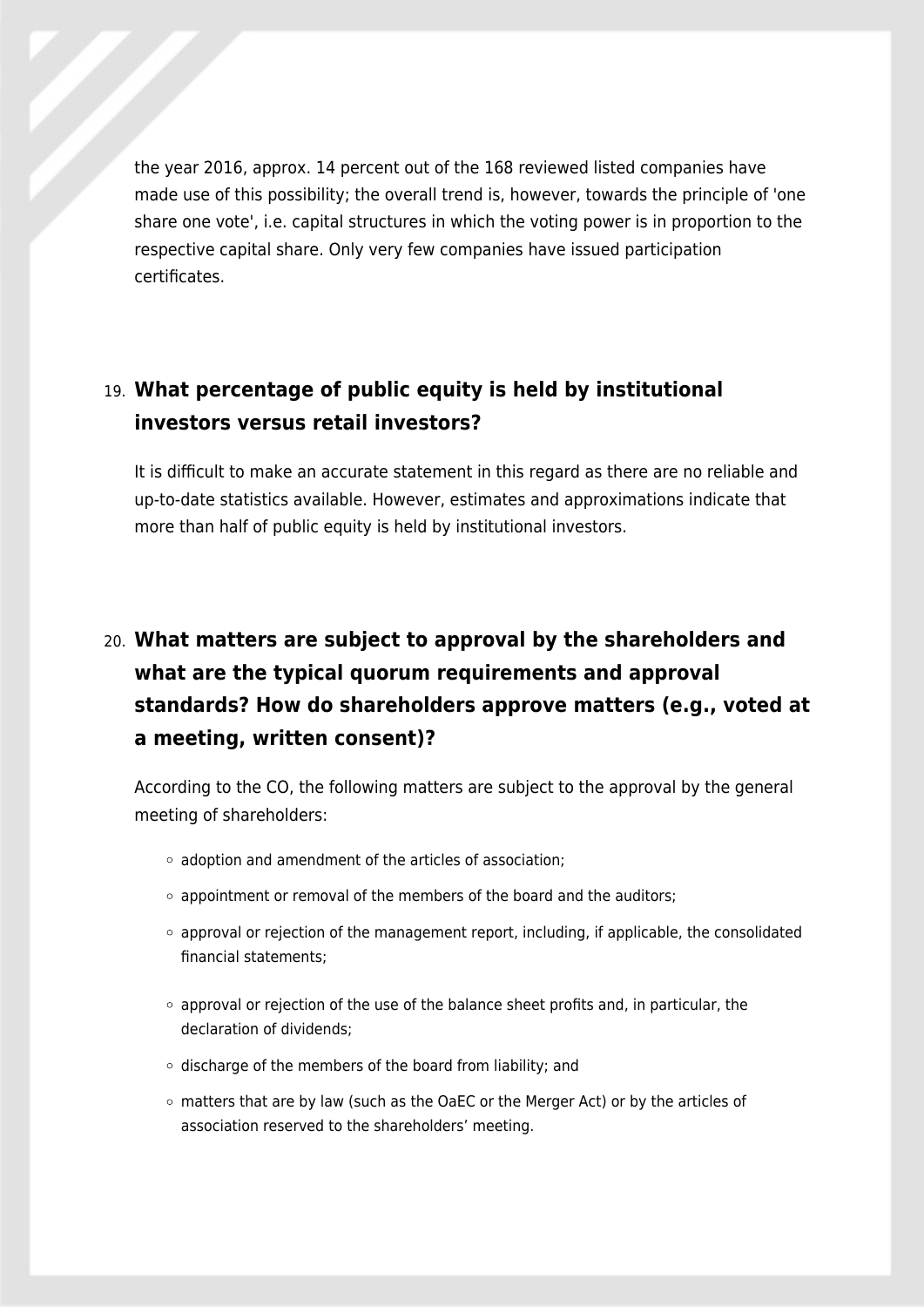the year 2016, approx. 14 percent out of the 168 reviewed listed companies have made use of this possibility; the overall trend is, however, towards the principle of 'one share one vote', i.e. capital structures in which the voting power is in proportion to the respective capital share. Only very few companies have issued participation certificates.

## 19. What percentage of public equity is held by institutional investors versus retail investors?

It is difficult to make an accurate statement in this regard as there are no reliable and up-to-date statistics available. However, estimates and approximations indicate that more than half of public equity is held by institutional investors.

## 20. What matters are subject to approval by the shareholders and what are the typical quorum requirements and approval standards? How do shareholders approve matters (e.g., voted at a meeting, written consent)?

According to the CO, the following matters are subject to the approval by the general meeting of shareholders:

- adoption and amendment of the articles of association;
- appointment or removal of the members of the board and the auditors;
- approval or rejection of the management report, including, if applicable, the consolidated financial statements;
- approval or rejection of the use of the balance sheet profits and, in particular, the declaration of dividends;
- discharge of the members of the board from liability; and
- matters that are by law (such as the OaEC or the Merger Act) or by the articles of association reserved to the shareholders' meeting.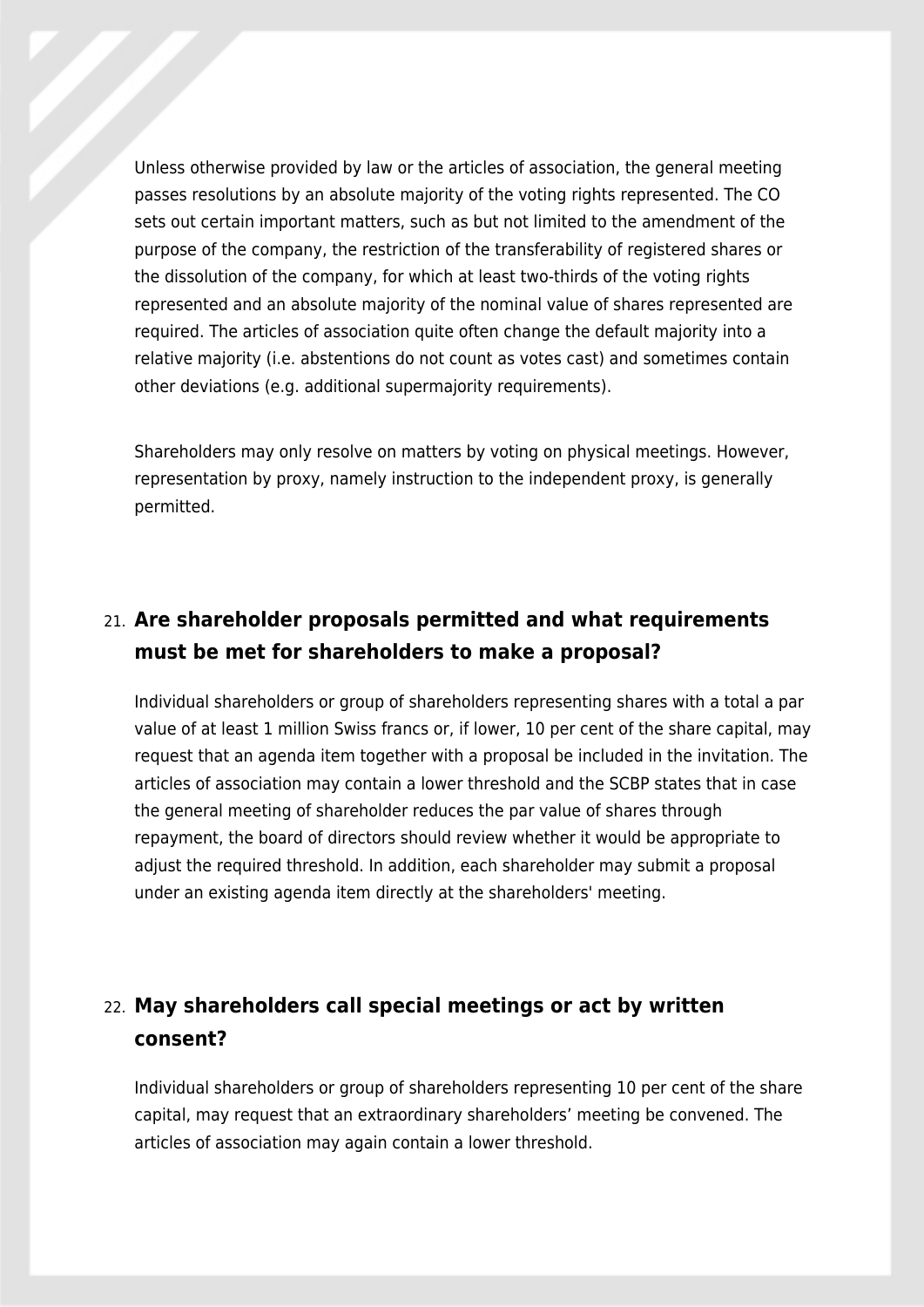Unless otherwise provided by law or the articles of association, the general meeting passes resolutions by an absolute majority of the voting rights represented. The CO sets out certain important matters, such as but not limited to the amendment of the purpose of the company, the restriction of the transferability of registered shares or the dissolution of the company, for which at least two-thirds of the voting rights represented and an absolute majority of the nominal value of shares represented are required. The articles of association quite often change the default majority into a relative majority (i.e. abstentions do not count as votes cast) and sometimes contain other deviations (e.g. additional supermajority requirements).

Shareholders may only resolve on matters by voting on physical meetings. However, representation by proxy, namely instruction to the independent proxy, is generally permitted.

## 21. Are shareholder proposals permitted and what requirements must be met for shareholders to make a proposal?

Individual shareholders or group of shareholders representing shares with a total a par value of at least 1 million Swiss francs or, if lower, 10 per cent of the share capital, may request that an agenda item together with a proposal be included in the invitation. The articles of association may contain a lower threshold and the SCBP states that in case the general meeting of shareholder reduces the par value of shares through repayment, the board of directors should review whether it would be appropriate to adjust the required threshold. In addition, each shareholder may submit a proposal under an existing agenda item directly at the shareholders' meeting.

## 22. May shareholders call special meetings or act by written consent?

Individual shareholders or group of shareholders representing 10 per cent of the share capital, may request that an extraordinary shareholders' meeting be convened. The articles of association may again contain a lower threshold.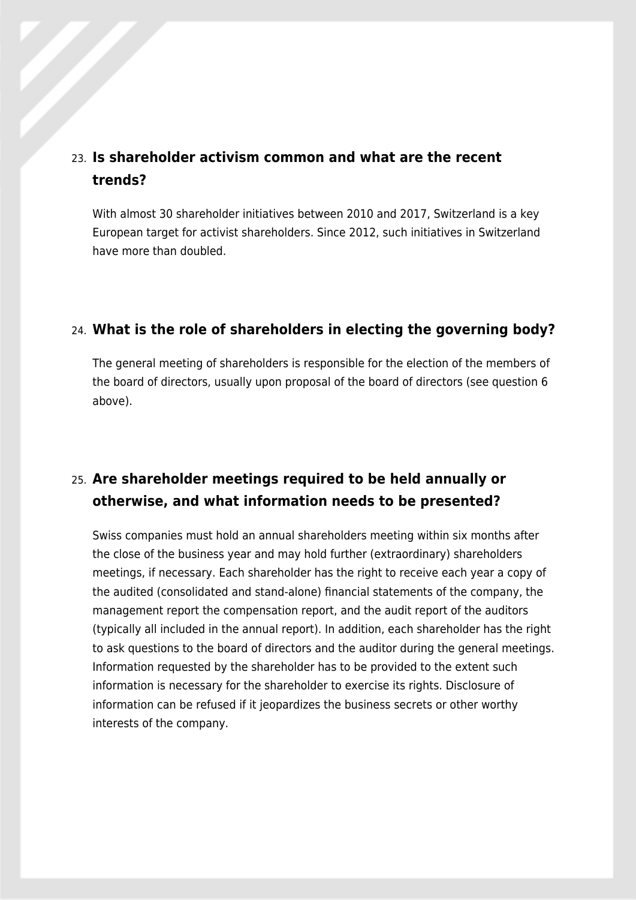## 23. Is shareholder activism common and what are the recent trends?

With almost 30 shareholder initiatives between 2010 and 2017, Switzerland is a key European target for activist shareholders. Since 2012, such initiatives in Switzerland have more than doubled.

## 24. What is the role of shareholders in electing the governing body?

The general meeting of shareholders is responsible for the election of the members of the board of directors, usually upon proposal of the board of directors (see question 6 above).

## 25. Are shareholder meetings required to be held annually or otherwise, and what information needs to be presented?

Swiss companies must hold an annual shareholders meeting within six months after the close of the business year and may hold further (extraordinary) shareholders meetings, if necessary. Each shareholder has the right to receive each year a copy of the audited (consolidated and stand-alone) financial statements of the company, the management report the compensation report, and the audit report of the auditors (typically all included in the annual report). In addition, each shareholder has the right to ask questions to the board of directors and the auditor during the general meetings. Information requested by the shareholder has to be provided to the extent such information is necessary for the shareholder to exercise its rights. Disclosure of information can be refused if it jeopardizes the business secrets or other worthy interests of the company.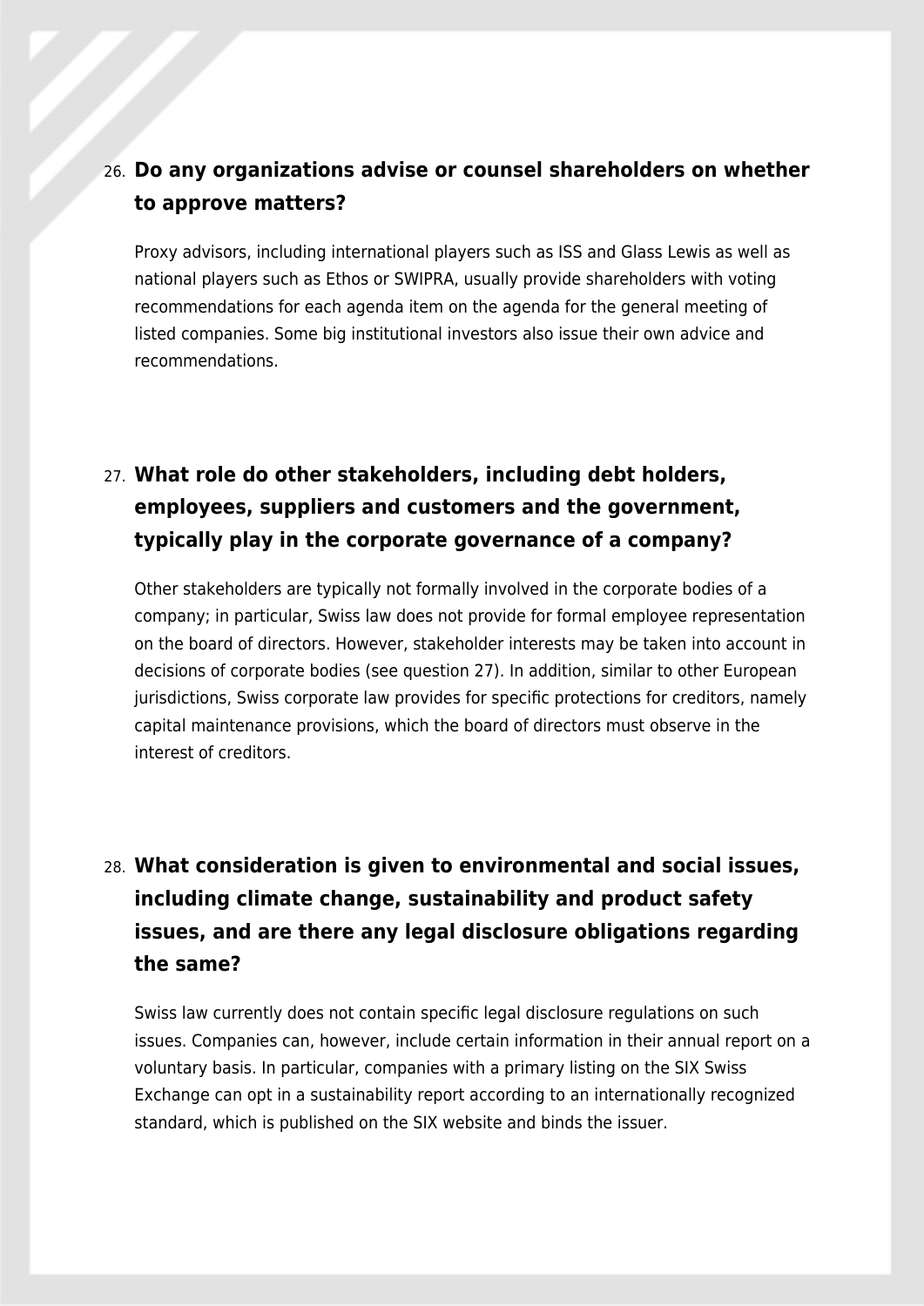## 26. Do any organizations advise or counsel shareholders on whether to approve matters?

Proxy advisors, including international players such as ISS and Glass Lewis as well as national players such as Ethos or SWIPRA, usually provide shareholders with voting recommendations for each agenda item on the agenda for the general meeting of listed companies. Some big institutional investors also issue their own advice and recommendations.

## 27. What role do other stakeholders, including debt holders, employees, suppliers and customers and the government, typically play in the corporate governance of a company?

Other stakeholders are typically not formally involved in the corporate bodies of a company; in particular, Swiss law does not provide for formal employee representation on the board of directors. However, stakeholder interests may be taken into account in decisions of corporate bodies (see question 27). In addition, similar to other European jurisdictions, Swiss corporate law provides for specific protections for creditors, namely capital maintenance provisions, which the board of directors must observe in the interest of creditors.

## 28. What consideration is given to environmental and social issues, including climate change, sustainability and product safety issues, and are there any legal disclosure obligations regarding the same?

Swiss law currently does not contain specific legal disclosure regulations on such issues. Companies can, however, include certain information in their annual report on a voluntary basis. In particular, companies with a primary listing on the SIX Swiss Exchange can opt in a sustainability report according to an internationally recognized standard, which is published on the SIX website and binds the issuer.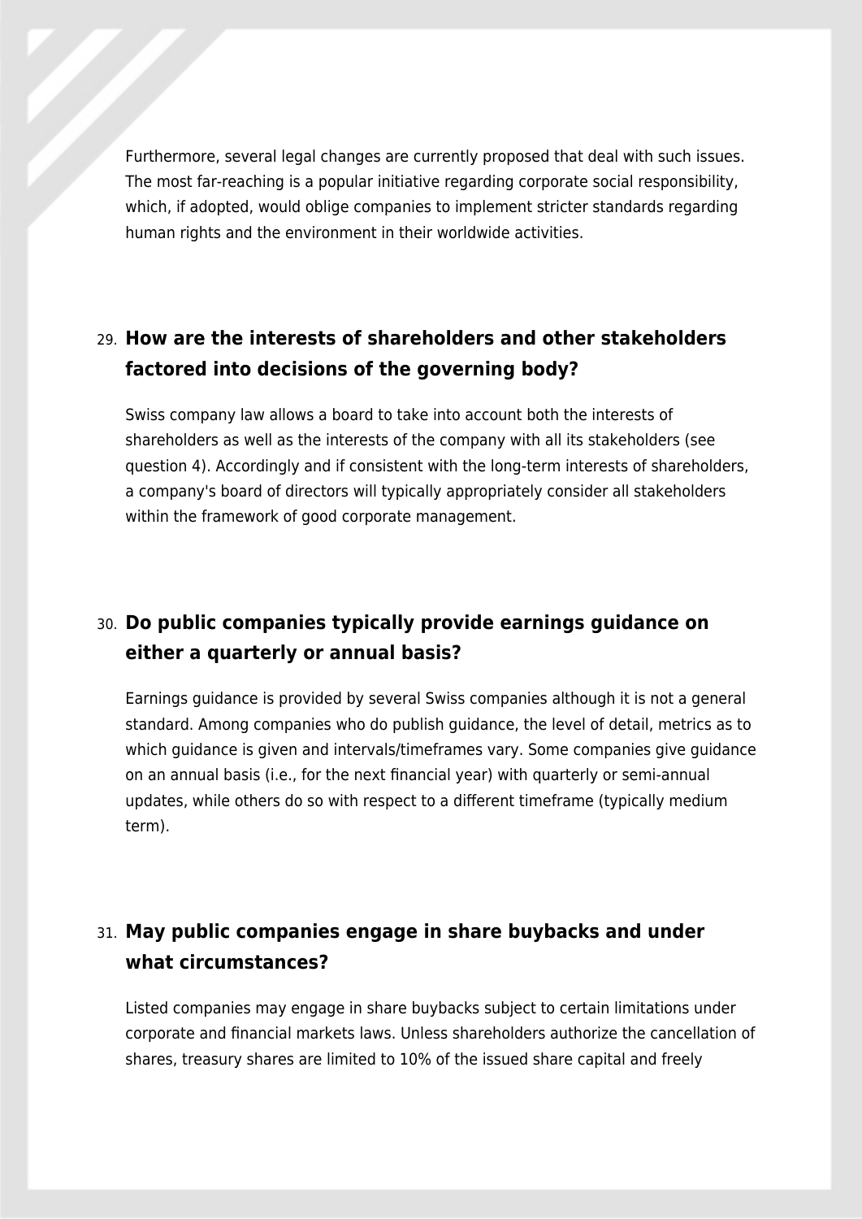Furthermore, several legal changes are currently proposed that deal with such issues. The most far-reaching is a popular initiative regarding corporate social responsibility, which, if adopted, would oblige companies to implement stricter standards regarding human rights and the environment in their worldwide activities.

## 29. How are the interests of shareholders and other stakeholders factored into decisions of the governing body?

Swiss company law allows a board to take into account both the interests of shareholders as well as the interests of the company with all its stakeholders (see question 4). Accordingly and if consistent with the long-term interests of shareholders, a company's board of directors will typically appropriately consider all stakeholders within the framework of good corporate management.

## 30. Do public companies typically provide earnings guidance on either a quarterly or annual basis?

Earnings guidance is provided by several Swiss companies although it is not a general standard. Among companies who do publish guidance, the level of detail, metrics as to which guidance is given and intervals/timeframes vary. Some companies give guidance on an annual basis (i.e., for the next financial year) with quarterly or semi-annual updates, while others do so with respect to a different timeframe (typically medium term).

## 31. May public companies engage in share buybacks and under what circumstances?

Listed companies may engage in share buybacks subject to certain limitations under corporate and financial markets laws. Unless shareholders authorize the cancellation of shares, treasury shares are limited to 10% of the issued share capital and freely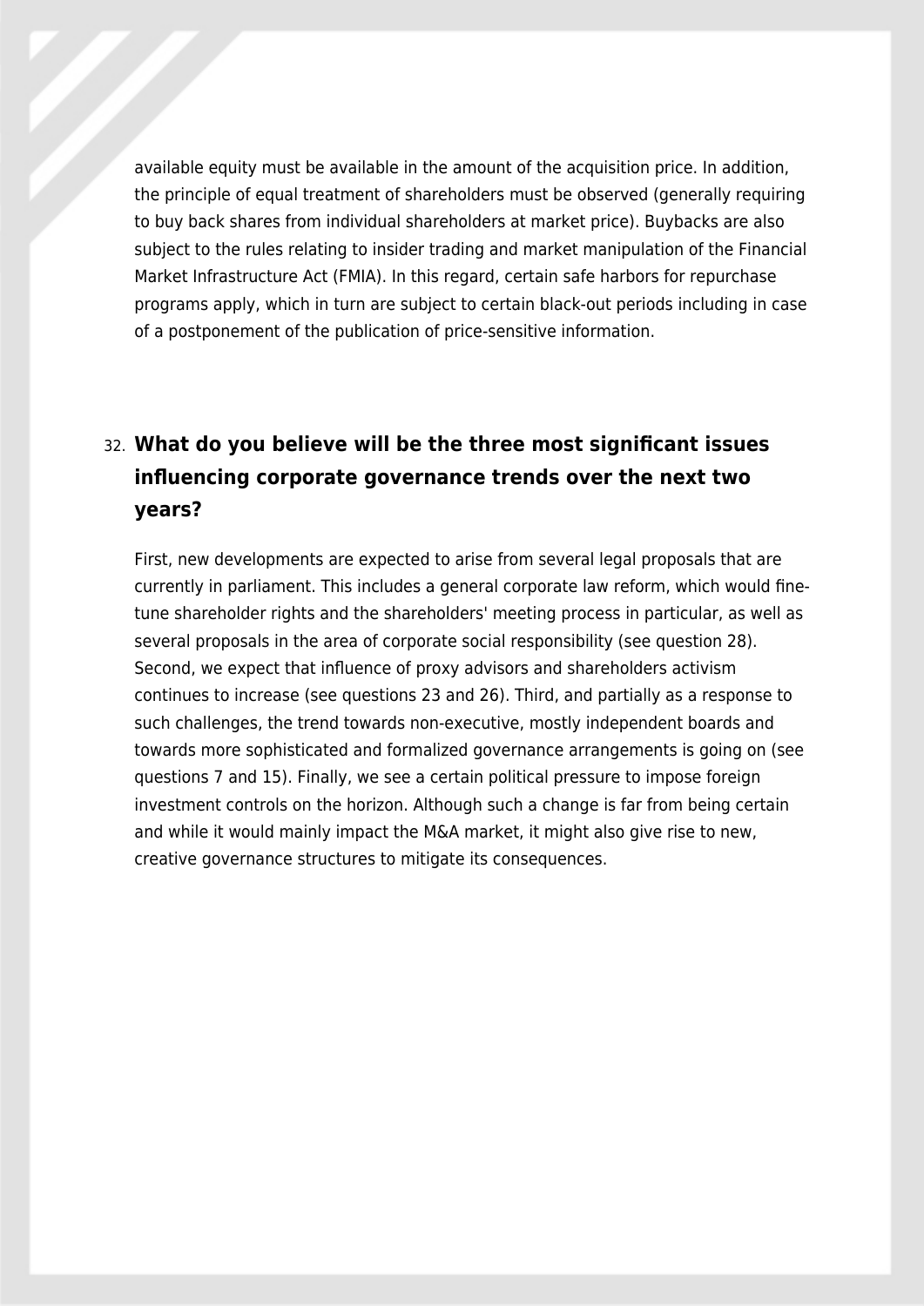available equity must be available in the amount of the acquisition price. In addition, the principle of equal treatment of shareholders must be observed (generally requiring to buy back shares from individual shareholders at market price). Buybacks are also subject to the rules relating to insider trading and market manipulation of the Financial Market Infrastructure Act (FMIA). In this regard, certain safe harbors for repurchase programs apply, which in turn are subject to certain black-out periods including in case of a postponement of the publication of price-sensitive information.

## 32. What do you believe will be the three most significant issues influencing corporate governance trends over the next two years?

First, new developments are expected to arise from several legal proposals that are currently in parliament. This includes a general corporate law reform, which would fine-tune shareholder rights and the shareholders' meeting process in particular, as well as several proposals in the area of corporate social responsibility (see question 28). Second, we expect that influence of proxy advisors and shareholders activism continues to increase (see questions 23 and 26). Third, and partially as a response to such challenges, the trend towards non-executive, mostly independent boards and towards more sophisticated and formalized governance arrangements is going on (see questions 7 and 15). Finally, we see a certain political pressure to impose foreign investment controls on the horizon. Although such a change is far from being certain and while it would mainly impact the M&A market, it might also give rise to new, creative governance structures to mitigate its consequences.